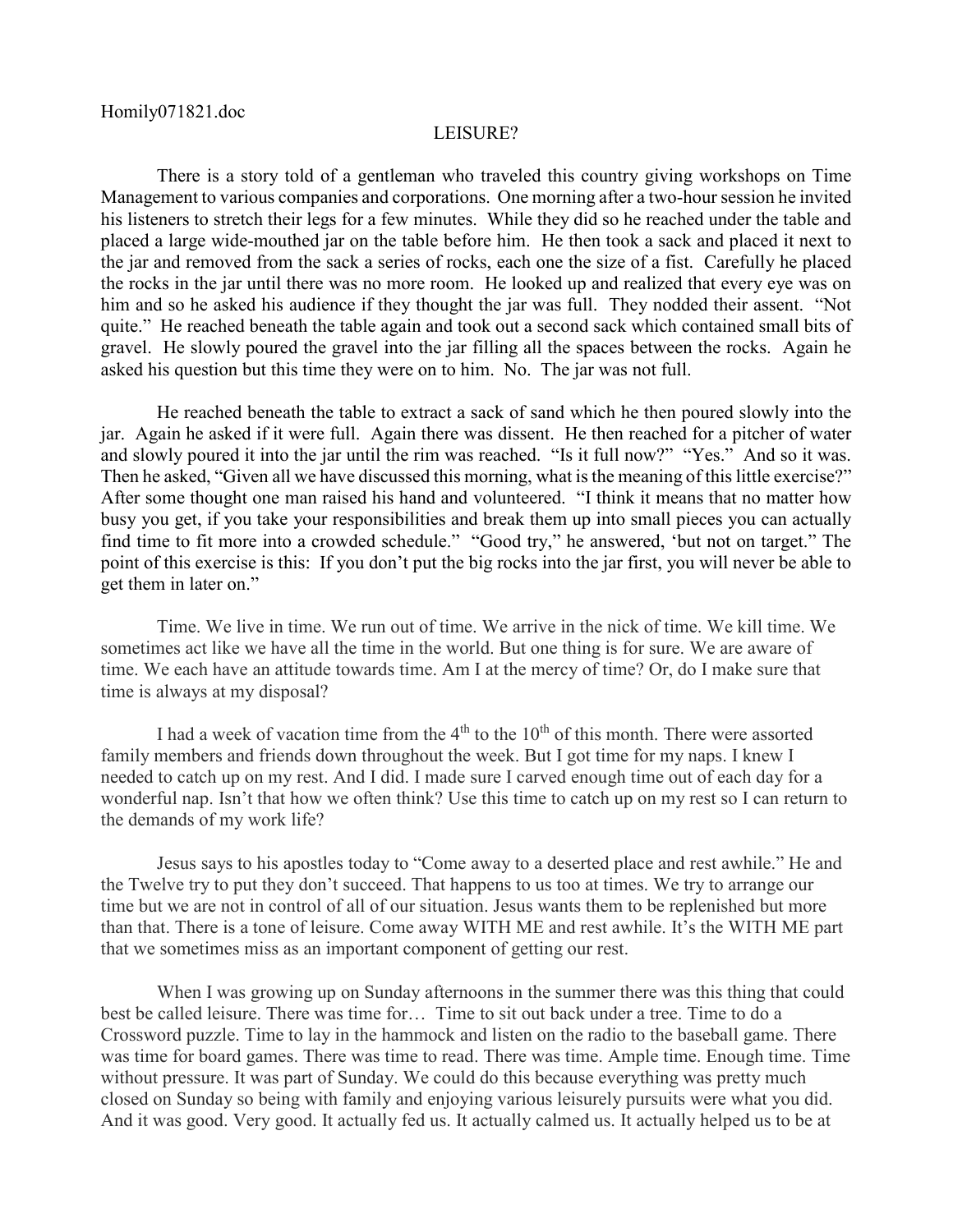Homily071821.doc

LEISURE?

There is a story told of a gentleman who traveled this country giving workshops on Time Management to various companies and corporations. One morning after a two-hour session he invited his listeners to stretch their legs for a few minutes. While they did so he reached under the table and placed a large wide-mouthed jar on the table before him. He then took a sack and placed it next to the jar and removed from the sack a series of rocks, each one the size of a fist. Carefully he placed the rocks in the jar until there was no more room. He looked up and realized that every eye was on him and so he asked his audience if they thought the jar was full. They nodded their assent. "Not quite." He reached beneath the table again and took out a second sack which contained small bits of gravel. He slowly poured the gravel into the jar filling all the spaces between the rocks. Again he asked his question but this time they were on to him. No. The jar was not full.

He reached beneath the table to extract a sack of sand which he then poured slowly into the jar. Again he asked if it were full. Again there was dissent. He then reached for a pitcher of water and slowly poured it into the jar until the rim was reached. "Is it full now?" "Yes." And so it was. Then he asked, "Given all we have discussed this morning, what is the meaning of this little exercise?" After some thought one man raised his hand and volunteered. "I think it means that no matter how busy you get, if you take your responsibilities and break them up into small pieces you can actually find time to fit more into a crowded schedule." "Good try," he answered, 'but not on target." The point of this exercise is this: If you don't put the big rocks into the jar first, you will never be able to get them in later on."

Time. We live in time. We run out of time. We arrive in the nick of time. We kill time. We sometimes act like we have all the time in the world. But one thing is for sure. We are aware of time. We each have an attitude towards time. Am I at the mercy of time? Or, do I make sure that time is always at my disposal?

I had a week of vacation time from the 4th to the 10th of this month. There were assorted family members and friends down throughout the week. But I got time for my naps. I knew I needed to catch up on my rest. And I did. I made sure I carved enough time out of each day for a wonderful nap. Isn't that how we often think? Use this time to catch up on my rest so I can return to the demands of my work life?

Jesus says to his apostles today to "Come away to a deserted place and rest awhile." He and the Twelve try to put they don't succeed. That happens to us too at times. We try to arrange our time but we are not in control of all of our situation. Jesus wants them to be replenished but more than that. There is a tone of leisure. Come away WITH ME and rest awhile. It's the WITH ME part that we sometimes miss as an important component of getting our rest.

When I was growing up on Sunday afternoons in the summer there was this thing that could best be called leisure. There was time for… Time to sit out back under a tree. Time to do a Crossword puzzle. Time to lay in the hammock and listen on the radio to the baseball game. There was time for board games. There was time to read. There was time. Ample time. Enough time. Time without pressure. It was part of Sunday. We could do this because everything was pretty much closed on Sunday so being with family and enjoying various leisurely pursuits were what you did. And it was good. Very good. It actually fed us. It actually calmed us. It actually helped us to be at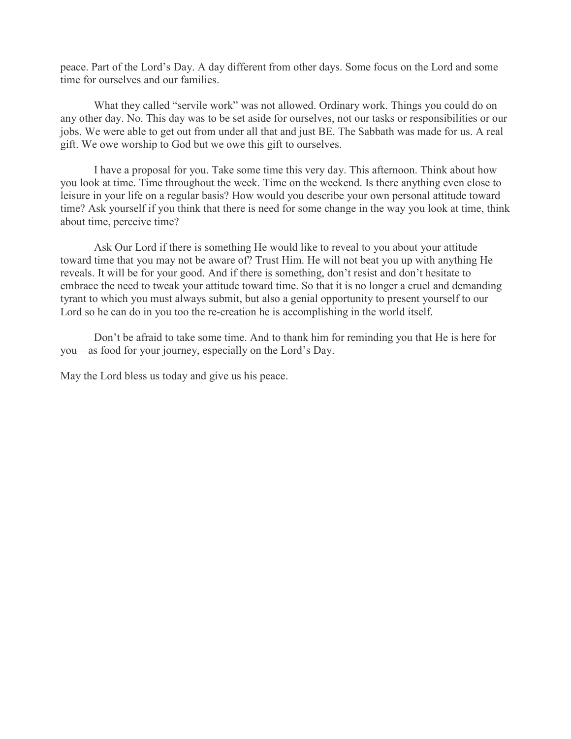peace. Part of the Lord's Day. A day different from other days. Some focus on the Lord and some time for ourselves and our families.

What they called "servile work" was not allowed. Ordinary work. Things you could do on any other day. No. This day was to be set aside for ourselves, not our tasks or responsibilities or our jobs. We were able to get out from under all that and just BE. The Sabbath was made for us. A real gift. We owe worship to God but we owe this gift to ourselves.

I have a proposal for you. Take some time this very day. This afternoon. Think about how you look at time. Time throughout the week. Time on the weekend. Is there anything even close to leisure in your life on a regular basis? How would you describe your own personal attitude toward time? Ask yourself if you think that there is need for some change in the way you look at time, think about time, perceive time?

Ask Our Lord if there is something He would like to reveal to you about your attitude toward time that you may not be aware of? Trust Him. He will not beat you up with anything He reveals. It will be for your good. And if there <u>is</u> something, don't resist and don't hesitate to embrace the need to tweak your attitude toward time. So that it is no longer a cruel and demanding tyrant to which you must always submit, but also a genial opportunity to present yourself to our Lord so he can do in you too the re-creation he is accomplishing in the world itself.

Don't be afraid to take some time. And to thank him for reminding you that He is here for you—as food for your journey, especially on the Lord's Day.

May the Lord bless us today and give us his peace.